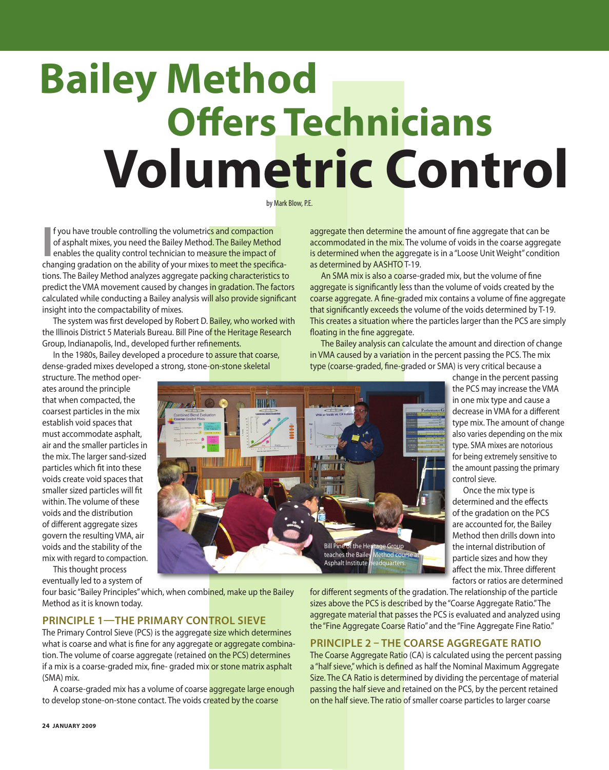# Bailey Method Offers Technicians Volumetric Control

by Mark Blow, P.E.

If you have trouble controlling the volumetrics and compaction of asphalt mixes, you need the Bailey Method. The Bailey Method enables the quality control technician to measure the impact of changing gradation on the ability of your mixes to meet the specifications. The Bailey Method analyzes aggregate packing characteristics to predict the VMA movement caused by changes in gradation. The factors calculated while conducting a Bailey analysis will also provide significant insight into the compactability of mixes.

The system was first developed by Robert D. Bailey, who worked with the Illinois District 5 Materials Bureau. Bill Pine of the Heritage Research Group, Indianapolis, Ind., developed further refinements.

In the 1980s, Bailey developed a procedure to assure that coarse, dense-graded mixes developed a strong, stone-on-stone skeletal structure. The method operates around the principle that when compacted, the coarsest particles in the mix establish void spaces that must accommodate asphalt, air and the smaller particles in the mix. The larger sand-sized particles which fit into these voids create void spaces that smaller sized particles will fit within. The volume of these voids and the distribution of different aggregate sizes govern the resulting VMA, air voids and the stability of the mix with regard to compaction.

This thought process eventually led to a system of four basic "Bailey Principles" which, when combined, make up the Bailey Method as it is known today.

## PRINCIPLE 1—THE PRIMARY CONTROL SIEVE

The Primary Control Sieve (PCS) is the aggregate size which determines what is coarse and what is fine for any aggregate or aggregate combination. The volume of coarse aggregate (retained on the PCS) determines if a mix is a coarse-graded mix, fine- graded mix or stone matrix asphalt (SMA) mix.

A coarse-graded mix has a volume of coarse aggregate large enough to develop stone-on-stone contact. The voids created by the coarse aggregate then determine the amount of fine aggregate that can be accommodated in the mix. The volume of voids in the coarse aggregate is determined when the aggregate is in a "Loose Unit Weight" condition as determined by AASHTO T-19.

An SMA mix is also a coarse-graded mix, but the volume of fine aggregate is significantly less than the volume of voids created by the coarse aggregate. A fine-graded mix contains a volume of fine aggregate that significantly exceeds the volume of the voids determined by T-19. This creates a situation where the particles larger than the PCS are simply floating in the fine aggregate.

The Bailey analysis can calculate the amount and direction of change in VMA caused by a variation in the percent passing the PCS. The mix type (coarse-graded, fine-graded or SMA) is very critical because a change in the percent passing the PCS may increase the VMA in one mix type and cause a decrease in VMA for a different type mix. The amount of change also varies depending on the mix type. SMA mixes are notorious for being extremely sensitive to the amount passing the primary control sieve.

Bill Pine of the Heritage Group teaches the Bailey Method course at Asphalt Institute headquarters.

Once the mix type is determined and the effects of the gradation on the PCS are accounted for, the Bailey Method then drills down into the internal distribution of particle sizes and how they affect the mix. Three different factors or ratios are determined for different segments of the gradation. The relationship of the particle sizes above the PCS is described by the "Coarse Aggregate Ratio." The aggregate material that passes the PCS is evaluated and analyzed using the "Fine Aggregate Coarse Ratio" and the "Fine Aggregate Fine Ratio."

## PRINCIPLE 2 – THE COARSE AGGREGATE RATIO

The Coarse Aggregate Ratio (CA) is calculated using the percent passing a "half sieve," which is defined as half the Nominal Maximum Aggregate Size. The CA Ratio is determined by dividing the percentage of material passing the half sieve and retained on the PCS, by the percent retained on the half sieve. The ratio of smaller coarse particles to larger coarse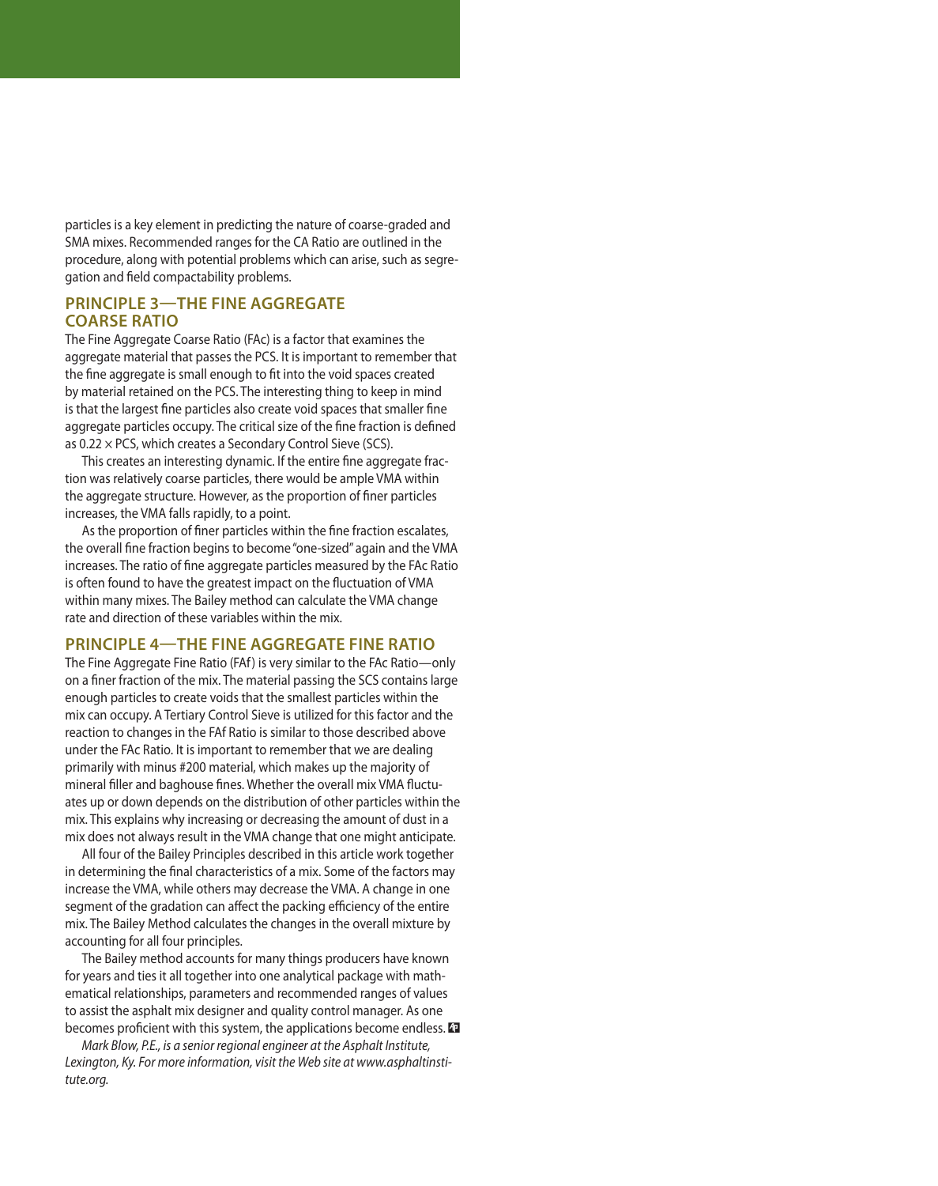particles is a key element in predicting the nature of coarse-graded and SMA mixes. Recommended ranges for the CA Ratio are outlined in the procedure, along with potential problems which can arise, such as segregation and field compactability problems.

## PRINCIPLE 3—THE FINE AGGREGATE COARSE RATIO

The Fine Aggregate Coarse Ratio (FAc) is a factor that examines the aggregate material that passes the PCS. It is important to remember that the fine aggregate is small enough to fit into the void spaces created by material retained on the PCS. The interesting thing to keep in mind is that the largest fine particles also create void spaces that smaller fine aggregate particles occupy. The critical size of the fine fraction is defined as $0.22 \times$ PCS, which creates a Secondary Control Sieve (SCS).

This creates an interesting dynamic. If the entire fine aggregate fraction was relatively coarse particles, there would be ample VMA within the aggregate structure. However, as the proportion of finer particles increases, the VMA falls rapidly, to a point.

As the proportion of finer particles within the fine fraction escalates, the overall fine fraction begins to become "one-sized" again and the VMA increases. The ratio of fine aggregate particles measured by the FAc Ratio is often found to have the greatest impact on the fluctuation of VMA within many mixes. The Bailey method can calculate the VMA change rate and direction of these variables within the mix.

## PRINCIPLE 4—THE FINE AGGREGATE FINE RATIO

The Fine Aggregate Fine Ratio (FAf) is very similar to the FAc Ratio—only on a finer fraction of the mix. The material passing the SCS contains large enough particles to create voids that the smallest particles within the mix can occupy. A Tertiary Control Sieve is utilized for this factor and the reaction to changes in the FAf Ratio is similar to those described above under the FAc Ratio. It is important to remember that we are dealing primarily with minus #200 material, which makes up the majority of mineral filler and baghouse fines. Whether the overall mix VMA fluctuates up or down depends on the distribution of other particles within the mix. This explains why increasing or decreasing the amount of dust in a mix does not always result in the VMA change that one might anticipate.

All four of the Bailey Principles described in this article work together in determining the final characteristics of a mix. Some of the factors may increase the VMA, while others may decrease the VMA. A change in one segment of the gradation can affect the packing efficiency of the entire mix. The Bailey Method calculates the changes in the overall mixture by accounting for all four principles.

The Bailey method accounts for many things producers have known for years and ties it all together into one analytical package with mathematical relationships, parameters and recommended ranges of values to assist the asphalt mix designer and quality control manager. As one becomes proficient with this system, the applications become endless.

*Mark Blow, P.E., is a senior regional engineer at the Asphalt Institute, Lexington, Ky. For more information, visit the Web site at www.asphaltinstitute.org.*